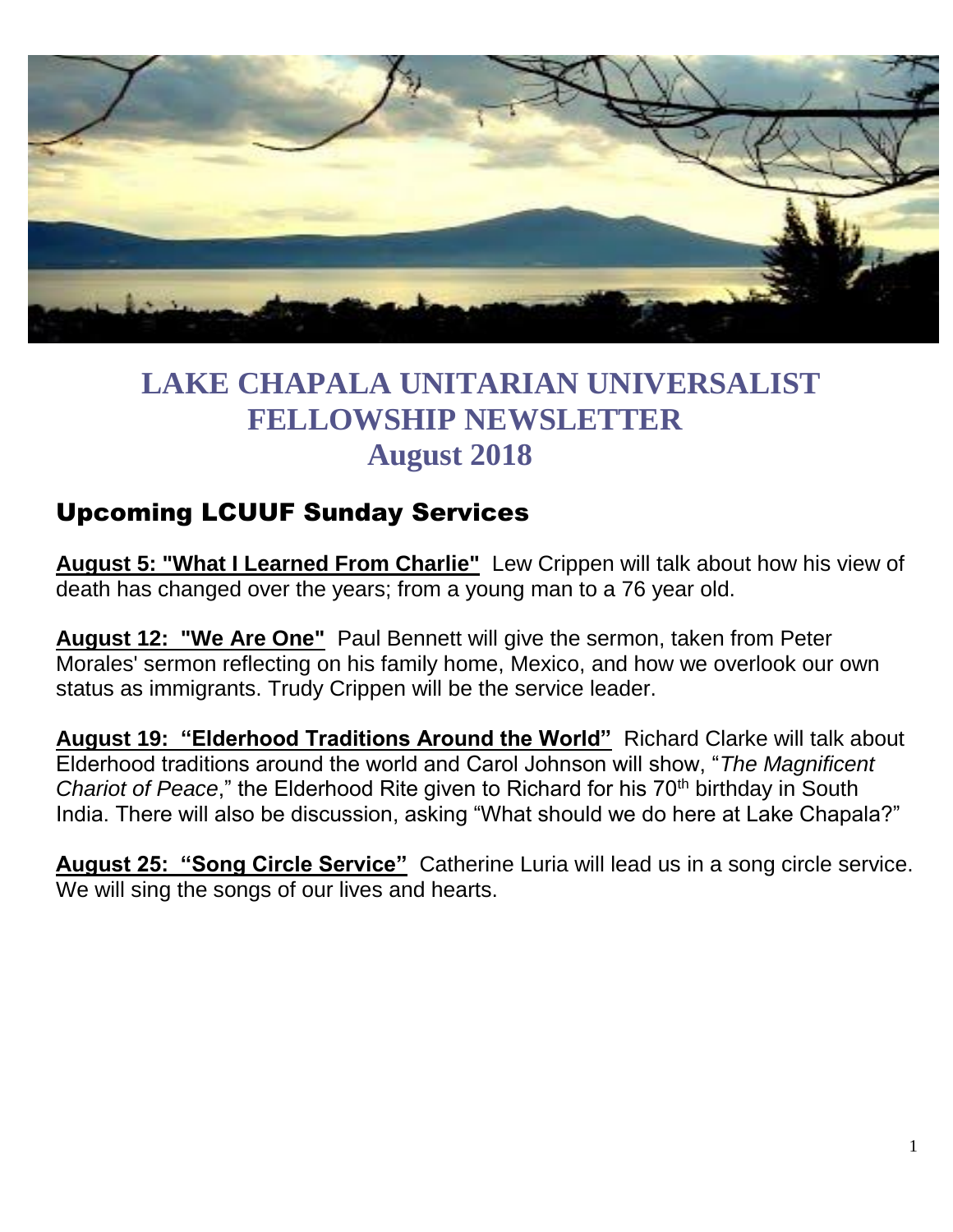# LAKE CHAPALA UNITARIAN UNIVERSALIST FELLOWSHIP NEWSLETTER
# August 2018

## Upcoming LCUUF Sunday Services

**August 5: "What I Learned From Charlie"** Lew Crippen will talk about how his view of death has changed over the years; from a young man to a 76 year old.

**August 12: "We Are One"** Paul Bennett will give the sermon, taken from Peter Morales' sermon reflecting on his family home, Mexico, and how we overlook our own status as immigrants. Trudy Crippen will be the service leader.

**August 19: "Elderhood Traditions Around the World"** Richard Clarke will talk about Elderhood traditions around the world and Carol Johnson will show, "*The Magnificent Chariot of Peace*," the Elderhood Rite given to Richard for his 70th birthday in South India. There will also be discussion, asking "What should we do here at Lake Chapala?"

**August 25: "Song Circle Service"** Catherine Luria will lead us in a song circle service. We will sing the songs of our lives and hearts.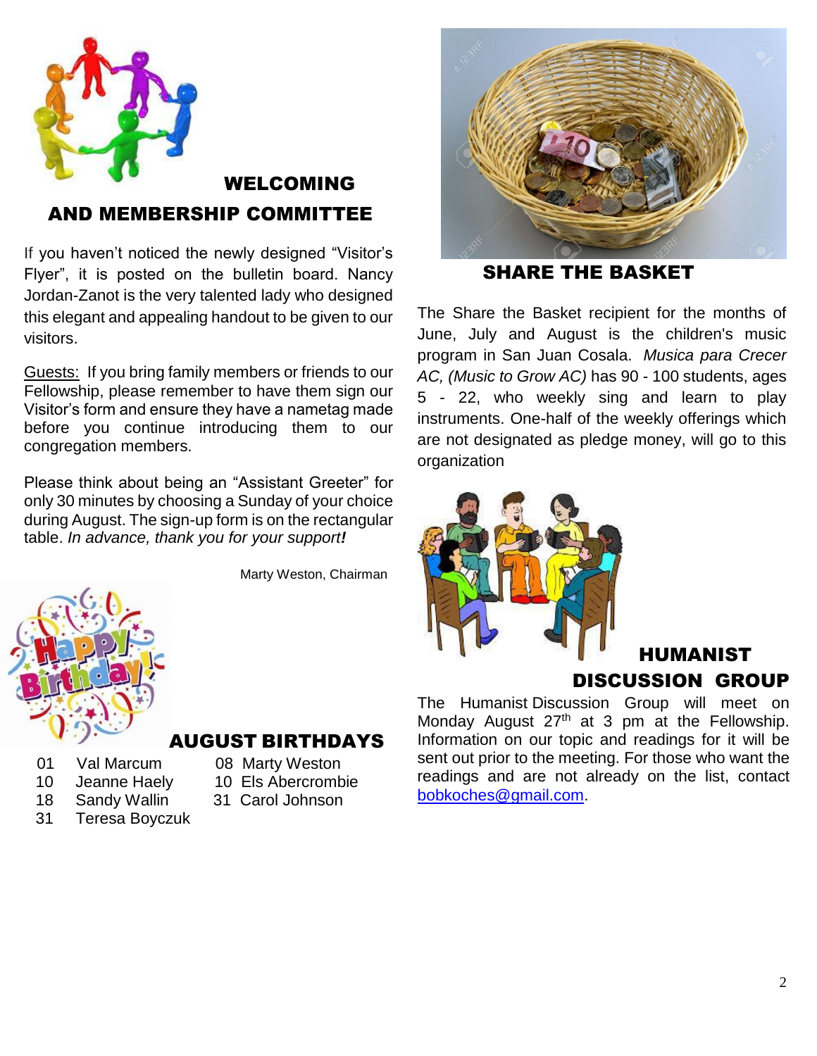## WELCOMING AND MEMBERSHIP COMMITTEE

If you haven't noticed the newly designed "Visitor's Flyer", it is posted on the bulletin board. Nancy Jordan-Zanot is the very talented lady who designed this elegant and appealing handout to be given to our visitors.

Guests: If you bring family members or friends to our Fellowship, please remember to have them sign our Visitor's form and ensure they have a nametag made before you continue introducing them to our congregation members.

Please think about being an "Assistant Greeter" for only 30 minutes by choosing a Sunday of your choice during August. The sign-up form is on the rectangular table. *In advance, thank you for your support!*

Marty Weston, Chairman

## AUGUST BIRTHDAYS

| | | | |
|---|---|---|---|
| 01 | Val Marcum | 08 | Marty Weston |
| 10 | Jeanne Haely | 10 | Els Abercrombie |
| 18 | Sandy Wallin | 31 | Carol Johnson |
| 31 | Teresa Boyczuk | | |

## SHARE THE BASKET

The Share the Basket recipient for the months of June, July and August is the children's music program in San Juan Cosala. *Musica para Crecer AC, (Music to Grow AC)* has 90 - 100 students, ages 5 - 22, who weekly sing and learn to play instruments. One-half of the weekly offerings which are not designated as pledge money, will go to this organization

## HUMANIST DISCUSSION GROUP

The Humanist Discussion Group will meet on Monday August 27th at 3 pm at the Fellowship. Information on our topic and readings for it will be sent out prior to the meeting. For those who want the readings and are not already on the list, contact bobkoches@gmail.com.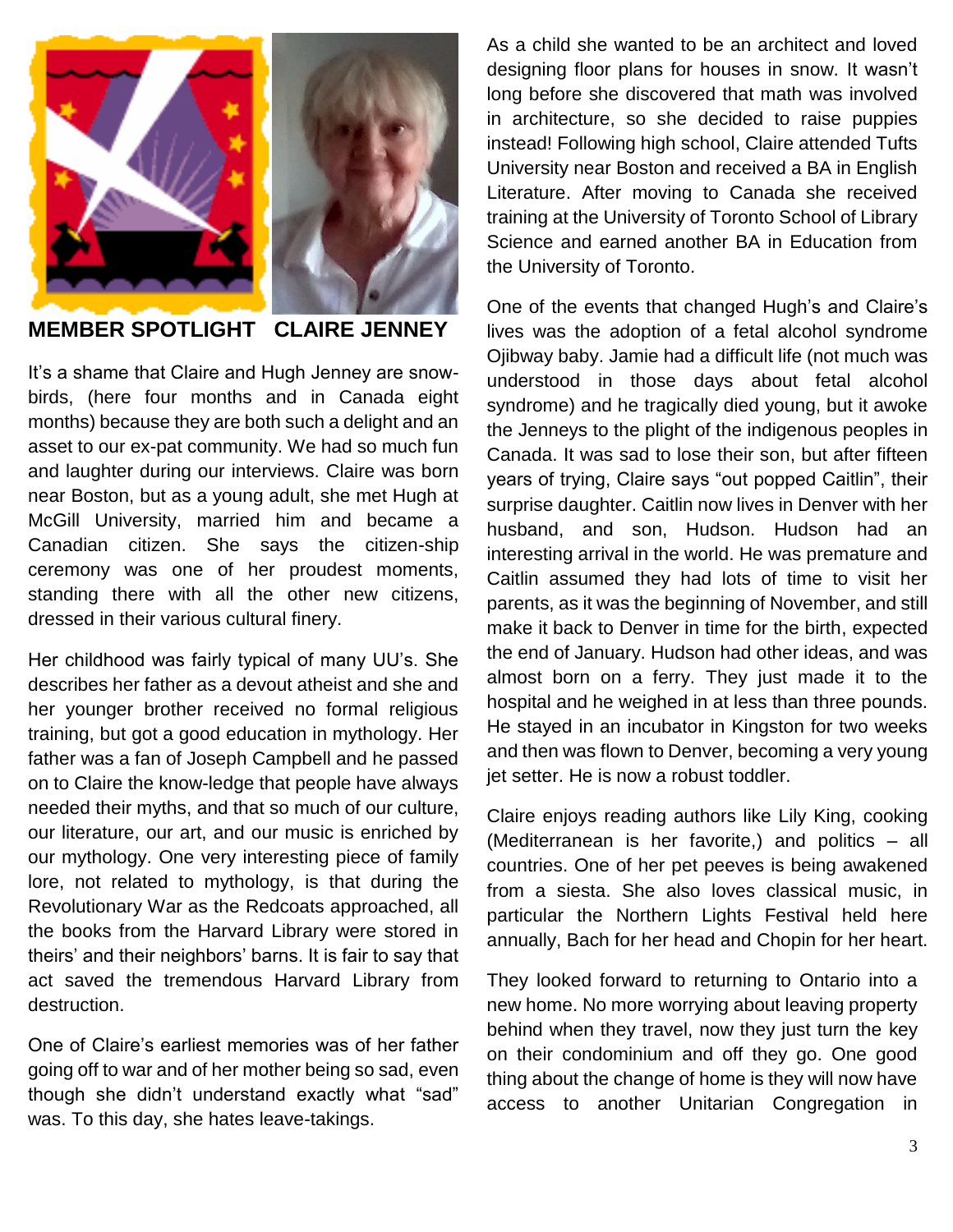## MEMBER SPOTLIGHT CLAIRE JENNEY

It's a shame that Claire and Hugh Jenney are snow-birds, (here four months and in Canada eight months) because they are both such a delight and an asset to our ex-pat community. We had so much fun and laughter during our interviews. Claire was born near Boston, but as a young adult, she met Hugh at McGill University, married him and became a Canadian citizen. She says the citizen-ship ceremony was one of her proudest moments, standing there with all the other new citizens, dressed in their various cultural finery.

Her childhood was fairly typical of many UU's. She describes her father as a devout atheist and she and her younger brother received no formal religious training, but got a good education in mythology. Her father was a fan of Joseph Campbell and he passed on to Claire the know-ledge that people have always needed their myths, and that so much of our culture, our literature, our art, and our music is enriched by our mythology. One very interesting piece of family lore, not related to mythology, is that during the Revolutionary War as the Redcoats approached, all the books from the Harvard Library were stored in theirs' and their neighbors' barns. It is fair to say that act saved the tremendous Harvard Library from destruction.

One of Claire's earliest memories was of her father going off to war and of her mother being so sad, even though she didn't understand exactly what "sad" was. To this day, she hates leave-takings.

As a child she wanted to be an architect and loved designing floor plans for houses in snow. It wasn't long before she discovered that math was involved in architecture, so she decided to raise puppies instead! Following high school, Claire attended Tufts University near Boston and received a BA in English Literature. After moving to Canada she received training at the University of Toronto School of Library Science and earned another BA in Education from the University of Toronto.

One of the events that changed Hugh's and Claire's lives was the adoption of a fetal alcohol syndrome Ojibway baby. Jamie had a difficult life (not much was understood in those days about fetal alcohol syndrome) and he tragically died young, but it awoke the Jenneys to the plight of the indigenous peoples in Canada. It was sad to lose their son, but after fifteen years of trying, Claire says "out popped Caitlin", their surprise daughter. Caitlin now lives in Denver with her husband, and son, Hudson. Hudson had an interesting arrival in the world. He was premature and Caitlin assumed they had lots of time to visit her parents, as it was the beginning of November, and still make it back to Denver in time for the birth, expected the end of January. Hudson had other ideas, and was almost born on a ferry. They just made it to the hospital and he weighed in at less than three pounds. He stayed in an incubator in Kingston for two weeks and then was flown to Denver, becoming a very young jet setter. He is now a robust toddler.

Claire enjoys reading authors like Lily King, cooking (Mediterranean is her favorite,) and politics – all countries. One of her pet peeves is being awakened from a siesta. She also loves classical music, in particular the Northern Lights Festival held here annually, Bach for her head and Chopin for her heart.

They looked forward to returning to Ontario into a new home. No more worrying about leaving property behind when they travel, now they just turn the key on their condominium and off they go. One good thing about the change of home is they will now have access to another Unitarian Congregation in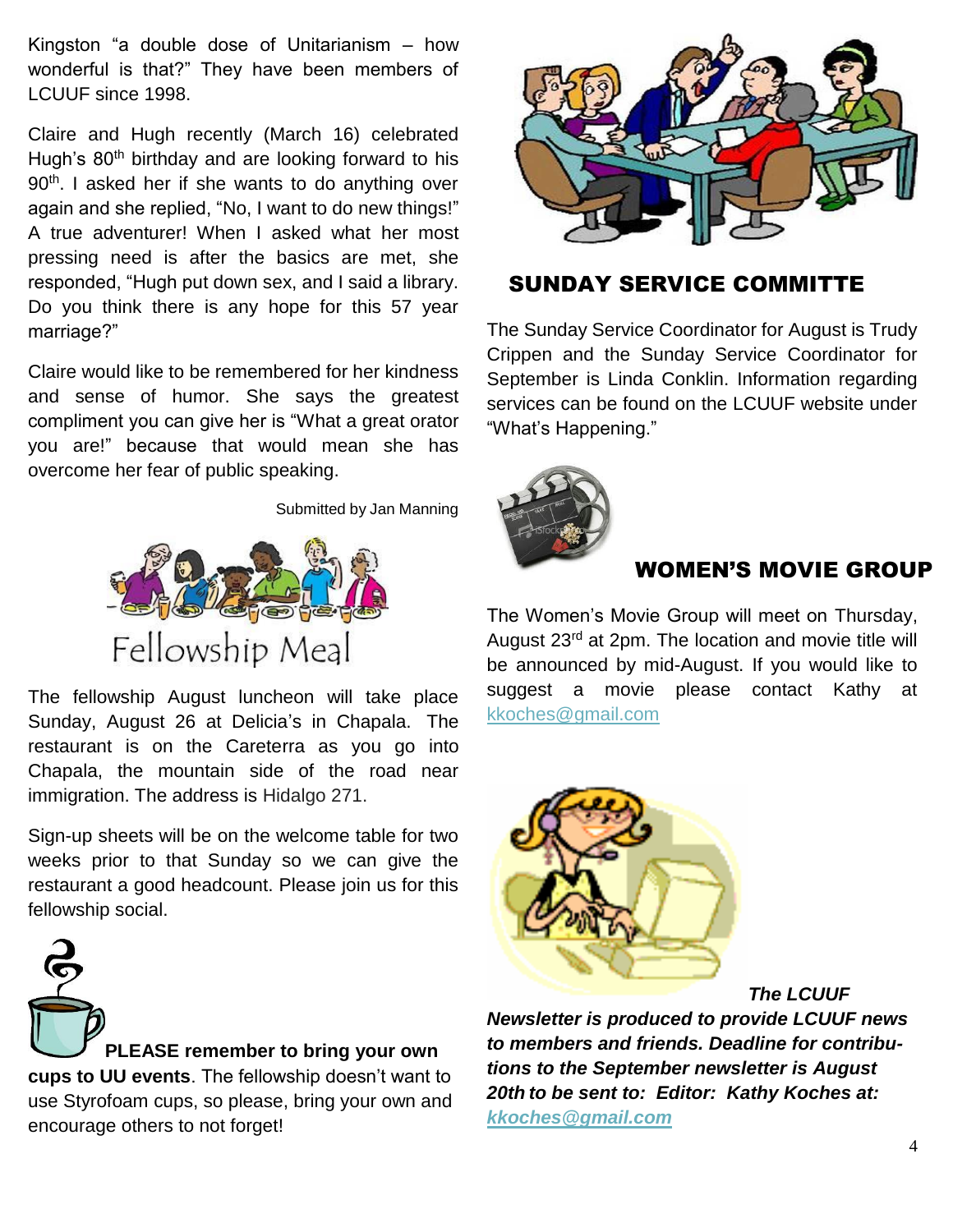Kingston "a double dose of Unitarianism – how wonderful is that?" They have been members of LCUUF since 1998.

Claire and Hugh recently (March 16) celebrated Hugh's 80th birthday and are looking forward to his 90th. I asked her if she wants to do anything over again and she replied, "No, I want to do new things!" A true adventurer! When I asked what her most pressing need is after the basics are met, she responded, "Hugh put down sex, and I said a library. Do you think there is any hope for this 57 year marriage?"

Claire would like to be remembered for her kindness and sense of humor. She says the greatest compliment you can give her is "What a great orator you are!" because that would mean she has overcome her fear of public speaking.

Submitted by Jan Manning

## Fellowship Meal

The fellowship August luncheon will take place Sunday, August 26 at Delicia's in Chapala. The restaurant is on the Careterra as you go into Chapala, the mountain side of the road near immigration. The address is Hidalgo 271.

Sign-up sheets will be on the welcome table for two weeks prior to that Sunday so we can give the restaurant a good headcount. Please join us for this fellowship social.

**PLEASE remember to bring your own cups to UU events**. The fellowship doesn't want to use Styrofoam cups, so please, bring your own and encourage others to not forget!

## SUNDAY SERVICE COMMITTE

The Sunday Service Coordinator for August is Trudy Crippen and the Sunday Service Coordinator for September is Linda Conklin. Information regarding services can be found on the LCUUF website under "What's Happening."

## WOMEN'S MOVIE GROUP

The Women's Movie Group will meet on Thursday, August 23rd at 2pm. The location and movie title will be announced by mid-August. If you would like to suggest a movie please contact Kathy at kkoches@gmail.com

***The LCUUF Newsletter is produced to provide LCUUF news to members and friends. Deadline for contributions to the September newsletter is August 20th to be sent to: Editor: Kathy Koches at: kkoches@gmail.com***